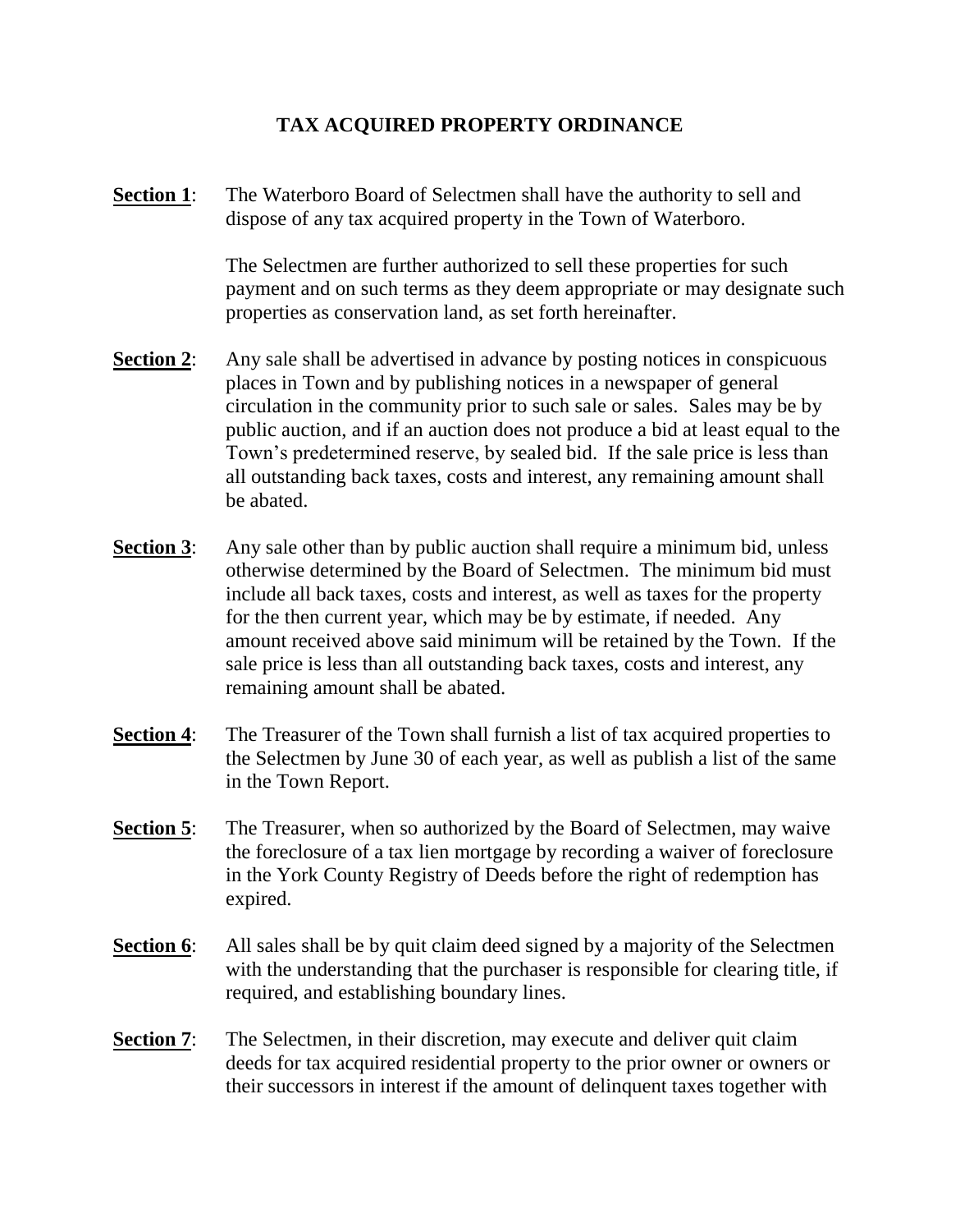# TAX ACQUIRED PROPERTY ORDINANCE

**Section 1**: The Waterboro Board of Selectmen shall have the authority to sell and dispose of any tax acquired property in the Town of Waterboro.

The Selectmen are further authorized to sell these properties for such payment and on such terms as they deem appropriate or may designate such properties as conservation land, as set forth hereinafter.

**Section 2**: Any sale shall be advertised in advance by posting notices in conspicuous places in Town and by publishing notices in a newspaper of general circulation in the community prior to such sale or sales. Sales may be by public auction, and if an auction does not produce a bid at least equal to the Town's predetermined reserve, by sealed bid. If the sale price is less than all outstanding back taxes, costs and interest, any remaining amount shall be abated.

**Section 3**: Any sale other than by public auction shall require a minimum bid, unless otherwise determined by the Board of Selectmen. The minimum bid must include all back taxes, costs and interest, as well as taxes for the property for the then current year, which may be by estimate, if needed. Any amount received above said minimum will be retained by the Town. If the sale price is less than all outstanding back taxes, costs and interest, any remaining amount shall be abated.

**Section 4**: The Treasurer of the Town shall furnish a list of tax acquired properties to the Selectmen by June 30 of each year, as well as publish a list of the same in the Town Report.

**Section 5**: The Treasurer, when so authorized by the Board of Selectmen, may waive the foreclosure of a tax lien mortgage by recording a waiver of foreclosure in the York County Registry of Deeds before the right of redemption has expired.

**Section 6**: All sales shall be by quit claim deed signed by a majority of the Selectmen with the understanding that the purchaser is responsible for clearing title, if required, and establishing boundary lines.

**Section 7**: The Selectmen, in their discretion, may execute and deliver quit claim deeds for tax acquired residential property to the prior owner or owners or their successors in interest if the amount of delinquent taxes together with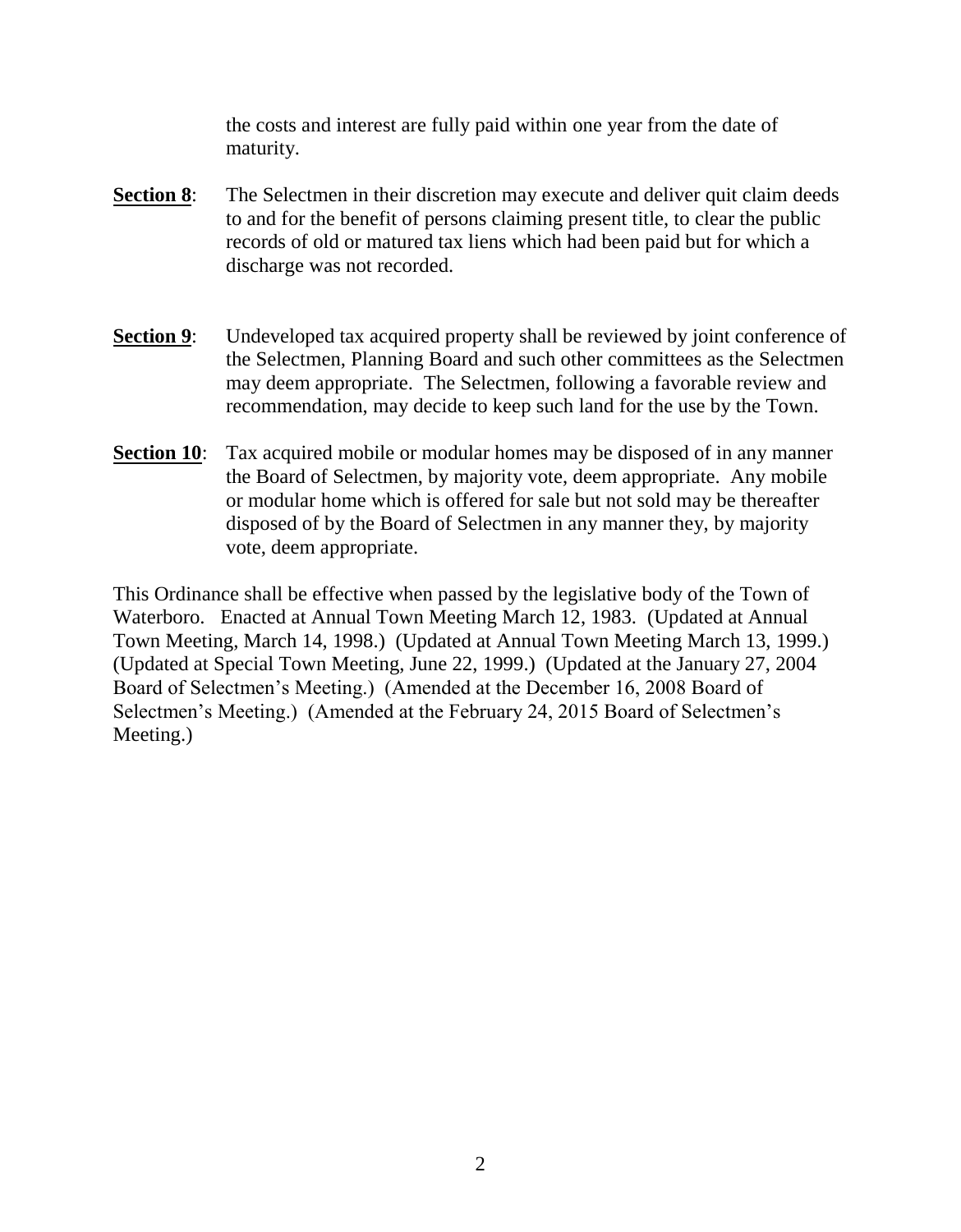the costs and interest are fully paid within one year from the date of maturity.

**Section 8**: The Selectmen in their discretion may execute and deliver quit claim deeds to and for the benefit of persons claiming present title, to clear the public records of old or matured tax liens which had been paid but for which a discharge was not recorded.

**Section 9**: Undeveloped tax acquired property shall be reviewed by joint conference of the Selectmen, Planning Board and such other committees as the Selectmen may deem appropriate. The Selectmen, following a favorable review and recommendation, may decide to keep such land for the use by the Town.

**Section 10**: Tax acquired mobile or modular homes may be disposed of in any manner the Board of Selectmen, by majority vote, deem appropriate. Any mobile or modular home which is offered for sale but not sold may be thereafter disposed of by the Board of Selectmen in any manner they, by majority vote, deem appropriate.

This Ordinance shall be effective when passed by the legislative body of the Town of Waterboro. Enacted at Annual Town Meeting March 12, 1983. (Updated at Annual Town Meeting, March 14, 1998.) (Updated at Annual Town Meeting March 13, 1999.) (Updated at Special Town Meeting, June 22, 1999.) (Updated at the January 27, 2004 Board of Selectmen's Meeting.) (Amended at the December 16, 2008 Board of Selectmen's Meeting.) (Amended at the February 24, 2015 Board of Selectmen's Meeting.)